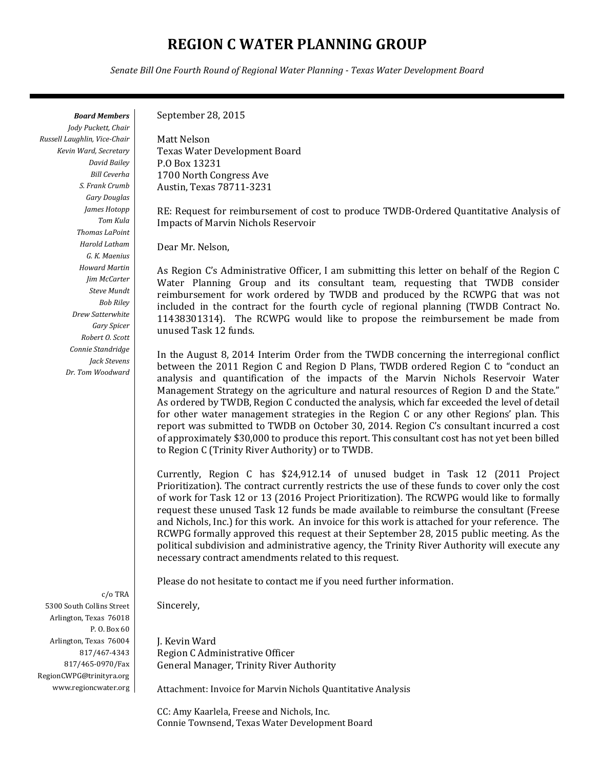# REGION C WATER PLANNING GROUP

*Senate Bill One Fourth Round of Regional Water Planning - Texas Water Development Board*

***Board Members***
*Jody Puckett, Chair*
*Russell Laughlin, Vice-Chair*
*Kevin Ward, Secretary*
*David Bailey*
*Bill Ceverha*
*S. Frank Crumb*
*Gary Douglas*
*James Hotopp*
*Tom Kula*
*Thomas LaPoint*
*Harold Latham*
*G. K. Maenius*
*Howard Martin*
*Jim McCarter*
*Steve Mundt*
*Bob Riley*
*Drew Satterwhite*
*Gary Spicer*
*Robert O. Scott*
*Connie Standridge*
*Jack Stevens*
*Dr. Tom Woodward*

September 28, 2015

Matt Nelson
Texas Water Development Board
P.O Box 13231
1700 North Congress Ave
Austin, Texas 78711-3231

RE: Request for reimbursement of cost to produce TWDB-Ordered Quantitative Analysis of Impacts of Marvin Nichols Reservoir

Dear Mr. Nelson,

As Region C's Administrative Officer, I am submitting this letter on behalf of the Region C Water Planning Group and its consultant team, requesting that TWDB consider reimbursement for work ordered by TWDB and produced by the RCWPG that was not included in the contract for the fourth cycle of regional planning (TWDB Contract No. 11438301314). The RCWPG would like to propose the reimbursement be made from unused Task 12 funds.

In the August 8, 2014 Interim Order from the TWDB concerning the interregional conflict between the 2011 Region C and Region D Plans, TWDB ordered Region C to "conduct an analysis and quantification of the impacts of the Marvin Nichols Reservoir Water Management Strategy on the agriculture and natural resources of Region D and the State." As ordered by TWDB, Region C conducted the analysis, which far exceeded the level of detail for other water management strategies in the Region C or any other Regions' plan. This report was submitted to TWDB on October 30, 2014. Region C's consultant incurred a cost of approximately $30,000 to produce this report. This consultant cost has not yet been billed to Region C (Trinity River Authority) or to TWDB.

Currently, Region C has $24,912.14 of unused budget in Task 12 (2011 Project Prioritization). The contract currently restricts the use of these funds to cover only the cost of work for Task 12 or 13 (2016 Project Prioritization). The RCWPG would like to formally request these unused Task 12 funds be made available to reimburse the consultant (Freese and Nichols, Inc.) for this work. An invoice for this work is attached for your reference. The RCWPG formally approved this request at their September 28, 2015 public meeting. As the political subdivision and administrative agency, the Trinity River Authority will execute any necessary contract amendments related to this request.

Please do not hesitate to contact me if you need further information.

Sincerely,

J. Kevin Ward
Region C Administrative Officer
General Manager, Trinity River Authority

Attachment: Invoice for Marvin Nichols Quantitative Analysis

CC: Amy Kaarlela, Freese and Nichols, Inc.
Connie Townsend, Texas Water Development Board

c/o TRA
5300 South Collins Street
Arlington, Texas 76018
P. O. Box 60
Arlington, Texas 76004
817/467-4343
817/465-0970/Fax
RegionCWPG@trinityra.org
www.regioncwater.org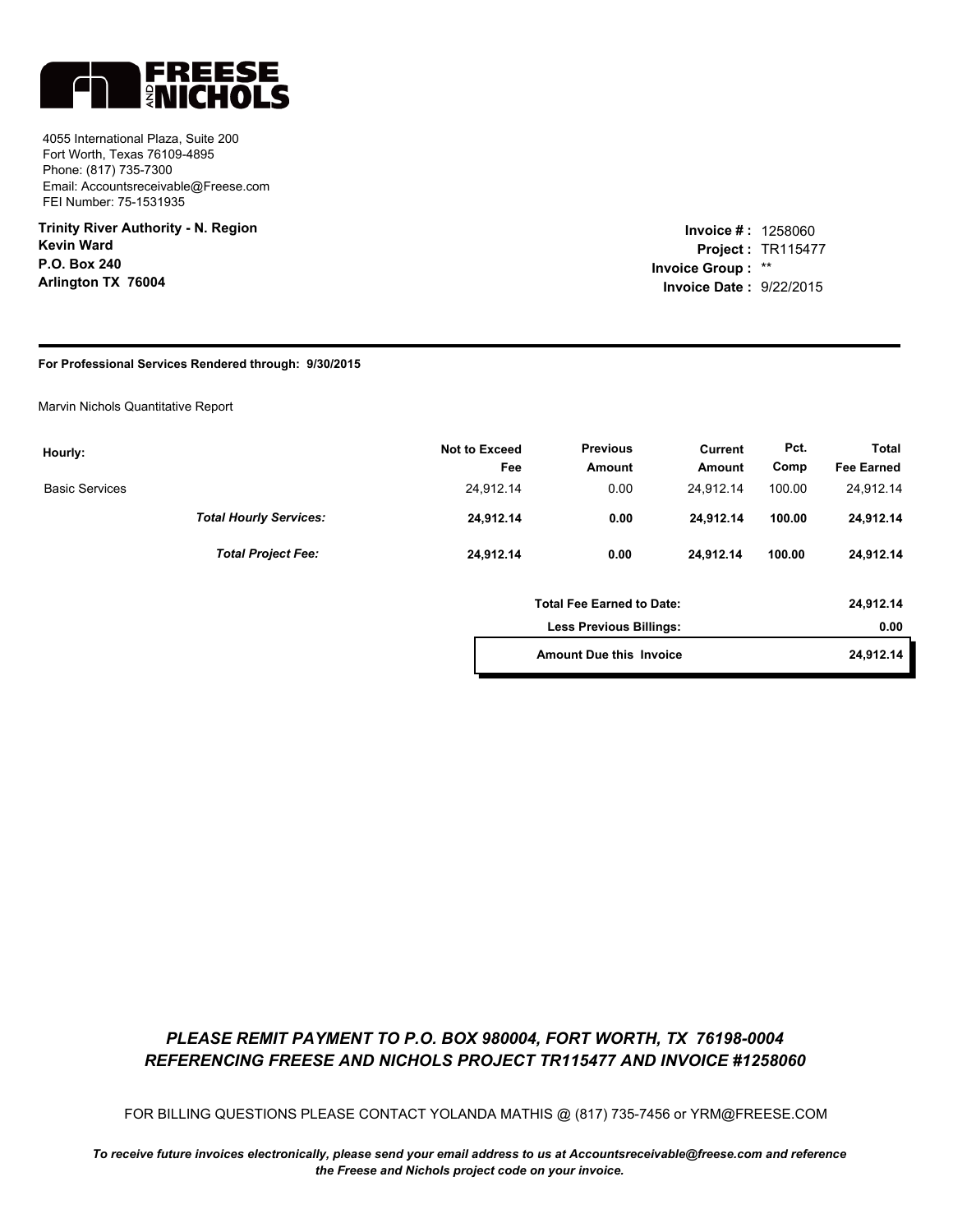# FREESE AND NICHOLS

4055 International Plaza, Suite 200
Fort Worth, Texas 76109-4895
Phone: (817) 735-7300
Email: Accountsreceivable@Freese.com
FEI Number: 75-1531935

**Trinity River Authority - N. Region**
**Kevin Ward**
**P.O. Box 240**
**Arlington TX 76004**

**Invoice # :** 1258060
**Project :** TR115477
**Invoice Group :** **
**Invoice Date :** 9/22/2015

**For Professional Services Rendered through: 9/30/2015**

Marvin Nichols Quantitative Report

| Hourly: | Not to Exceed Fee | Previous Amount | Current Amount | Pct. Comp | Total Fee Earned |
|---|---|---|---|---|---|
| Basic Services | 24,912.14 | 0.00 | 24,912.14 | 100.00 | 24,912.14 |
| ***Total Hourly Services:*** | **24,912.14** | **0.00** | **24,912.14** | **100.00** | **24,912.14** |
| ***Total Project Fee:*** | **24,912.14** | **0.00** | **24,912.14** | **100.00** | **24,912.14** |

| | |
|---|---|
| **Total Fee Earned to Date:** | **24,912.14** |
| **Less Previous Billings:** | **0.00** |
| **Amount Due this Invoice** | **24,912.14** |

***PLEASE REMIT PAYMENT TO P.O. BOX 980004, FORT WORTH, TX 76198-0004***
***REFERENCING FREESE AND NICHOLS PROJECT TR115477 AND INVOICE #1258060***

FOR BILLING QUESTIONS PLEASE CONTACT YOLANDA MATHIS @ (817) 735-7456 or YRM@FREESE.COM

***To receive future invoices electronically, please send your email address to us at Accountsreceivable@freese.com and reference the Freese and Nichols project code on your invoice.***